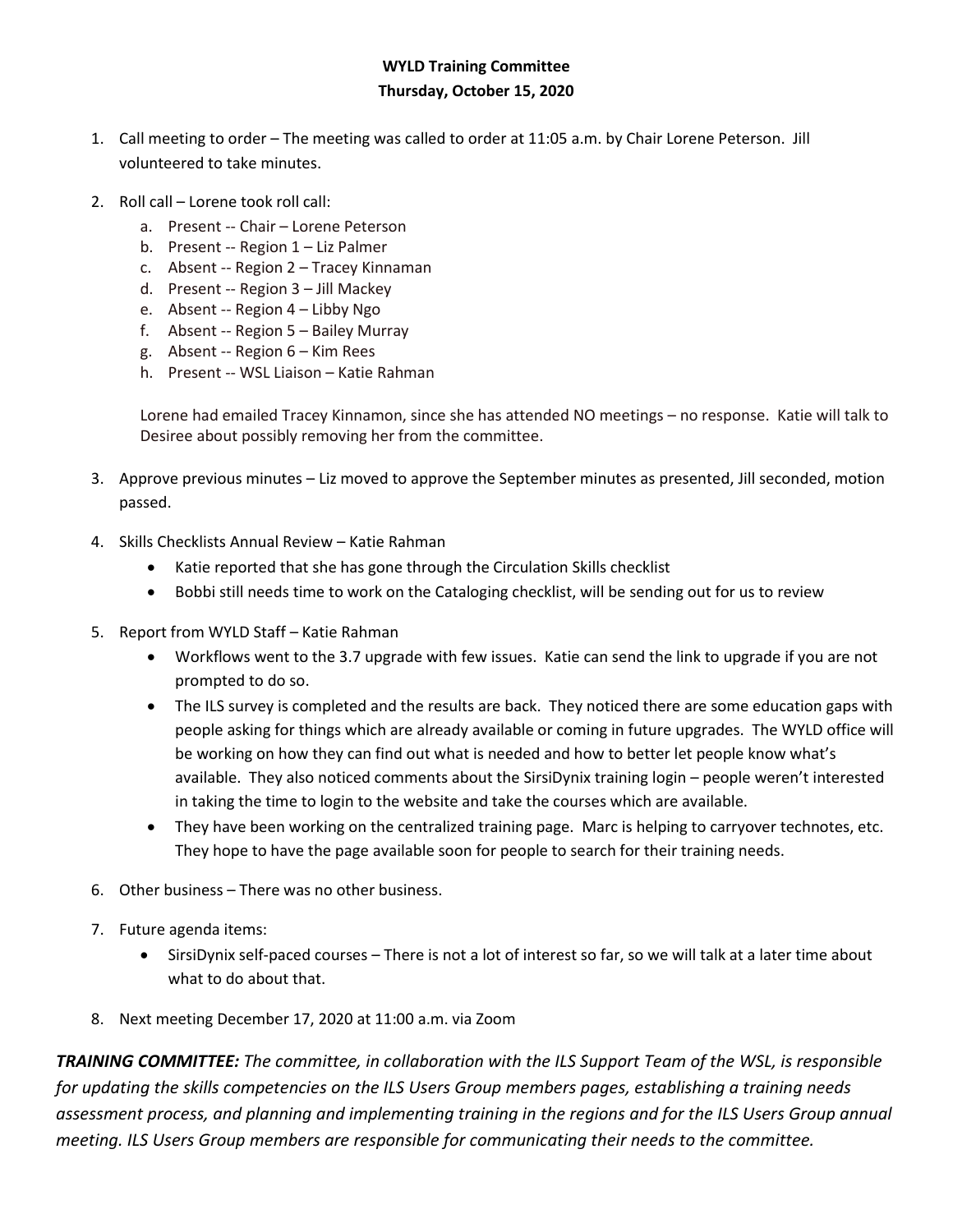**WYLD Training Committee**
**Thursday, October 15, 2020**

1. Call meeting to order – The meeting was called to order at 11:05 a.m. by Chair Lorene Peterson. Jill volunteered to take minutes.

2. Roll call – Lorene took roll call:
   a. Present -- Chair – Lorene Peterson
   b. Present -- Region 1 – Liz Palmer
   c. Absent -- Region 2 – Tracey Kinnaman
   d. Present -- Region 3 – Jill Mackey
   e. Absent -- Region 4 – Libby Ngo
   f. Absent -- Region 5 – Bailey Murray
   g. Absent -- Region 6 – Kim Rees
   h. Present -- WSL Liaison – Katie Rahman

   Lorene had emailed Tracey Kinnamon, since she has attended NO meetings – no response. Katie will talk to Desiree about possibly removing her from the committee.

3. Approve previous minutes – Liz moved to approve the September minutes as presented, Jill seconded, motion passed.

4. Skills Checklists Annual Review – Katie Rahman
   - Katie reported that she has gone through the Circulation Skills checklist
   - Bobbi still needs time to work on the Cataloging checklist, will be sending out for us to review

5. Report from WYLD Staff – Katie Rahman
   - Workflows went to the 3.7 upgrade with few issues. Katie can send the link to upgrade if you are not prompted to do so.
   - The ILS survey is completed and the results are back. They noticed there are some education gaps with people asking for things which are already available or coming in future upgrades. The WYLD office will be working on how they can find out what is needed and how to better let people know what's available. They also noticed comments about the SirsiDynix training login – people weren't interested in taking the time to login to the website and take the courses which are available.
   - They have been working on the centralized training page. Marc is helping to carryover technotes, etc. They hope to have the page available soon for people to search for their training needs.

6. Other business – There was no other business.

7. Future agenda items:
   - SirsiDynix self-paced courses – There is not a lot of interest so far, so we will talk at a later time about what to do about that.

8. Next meeting December 17, 2020 at 11:00 a.m. via Zoom

***TRAINING COMMITTEE:*** *The committee, in collaboration with the ILS Support Team of the WSL, is responsible for updating the skills competencies on the ILS Users Group members pages, establishing a training needs assessment process, and planning and implementing training in the regions and for the ILS Users Group annual meeting. ILS Users Group members are responsible for communicating their needs to the committee.*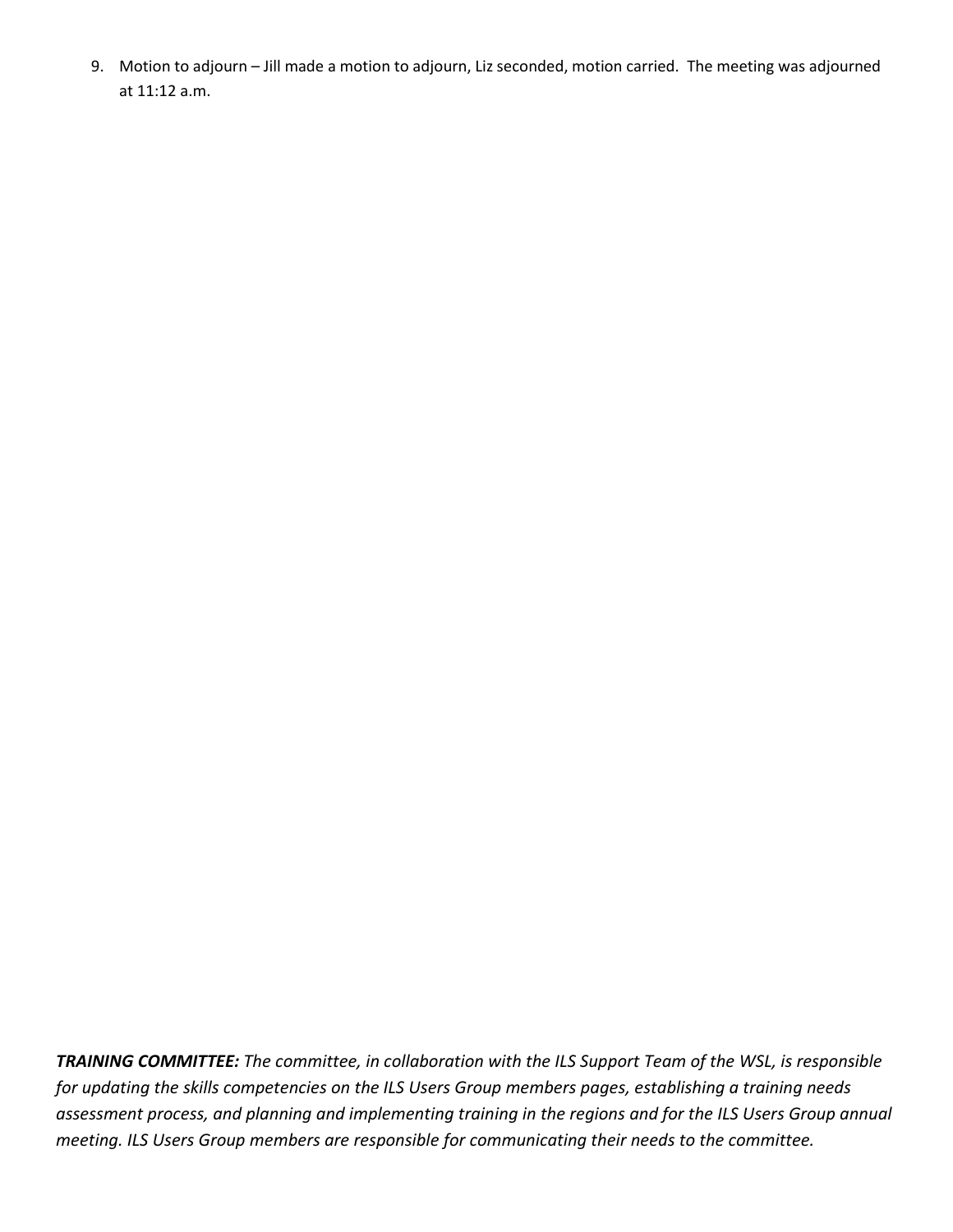9. Motion to adjourn – Jill made a motion to adjourn, Liz seconded, motion carried. The meeting was adjourned at 11:12 a.m.

***TRAINING COMMITTEE:*** *The committee, in collaboration with the ILS Support Team of the WSL, is responsible for updating the skills competencies on the ILS Users Group members pages, establishing a training needs assessment process, and planning and implementing training in the regions and for the ILS Users Group annual meeting. ILS Users Group members are responsible for communicating their needs to the committee.*